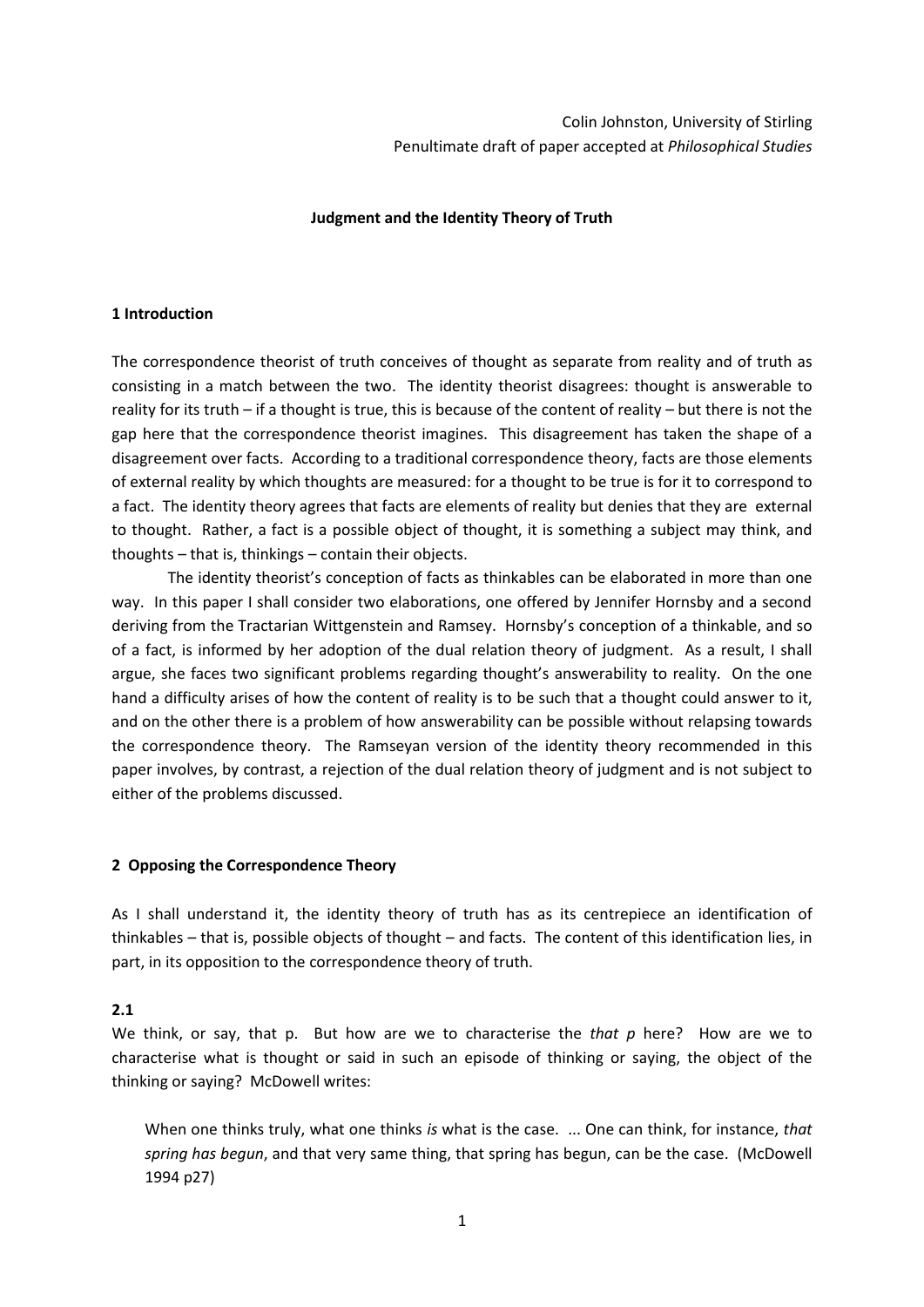Colin Johnston, University of Stirling
Penultimate draft of paper accepted at *Philosophical Studies*

# Judgment and the Identity Theory of Truth

## 1 Introduction

The correspondence theorist of truth conceives of thought as separate from reality and of truth as consisting in a match between the two. The identity theorist disagrees: thought is answerable to reality for its truth – if a thought is true, this is because of the content of reality – but there is not the gap here that the correspondence theorist imagines. This disagreement has taken the shape of a disagreement over facts. According to a traditional correspondence theory, facts are those elements of external reality by which thoughts are measured: for a thought to be true is for it to correspond to a fact. The identity theory agrees that facts are elements of reality but denies that they are external to thought. Rather, a fact is a possible object of thought, it is something a subject may think, and thoughts – that is, thinkings – contain their objects.

The identity theorist's conception of facts as thinkables can be elaborated in more than one way. In this paper I shall consider two elaborations, one offered by Jennifer Hornsby and a second deriving from the Tractarian Wittgenstein and Ramsey. Hornsby's conception of a thinkable, and so of a fact, is informed by her adoption of the dual relation theory of judgment. As a result, I shall argue, she faces two significant problems regarding thought's answerability to reality. On the one hand a difficulty arises of how the content of reality is to be such that a thought could answer to it, and on the other there is a problem of how answerability can be possible without relapsing towards the correspondence theory. The Ramseyan version of the identity theory recommended in this paper involves, by contrast, a rejection of the dual relation theory of judgment and is not subject to either of the problems discussed.

## 2 Opposing the Correspondence Theory

As I shall understand it, the identity theory of truth has as its centrepiece an identification of thinkables – that is, possible objects of thought – and facts. The content of this identification lies, in part, in its opposition to the correspondence theory of truth.

### 2.1

We think, or say, that p. But how are we to characterise the *that p* here? How are we to characterise what is thought or said in such an episode of thinking or saying, the object of the thinking or saying? McDowell writes:

> When one thinks truly, what one thinks *is* what is the case. ... One can think, for instance, *that spring has begun*, and that very same thing, that spring has begun, can be the case. (McDowell 1994 p27)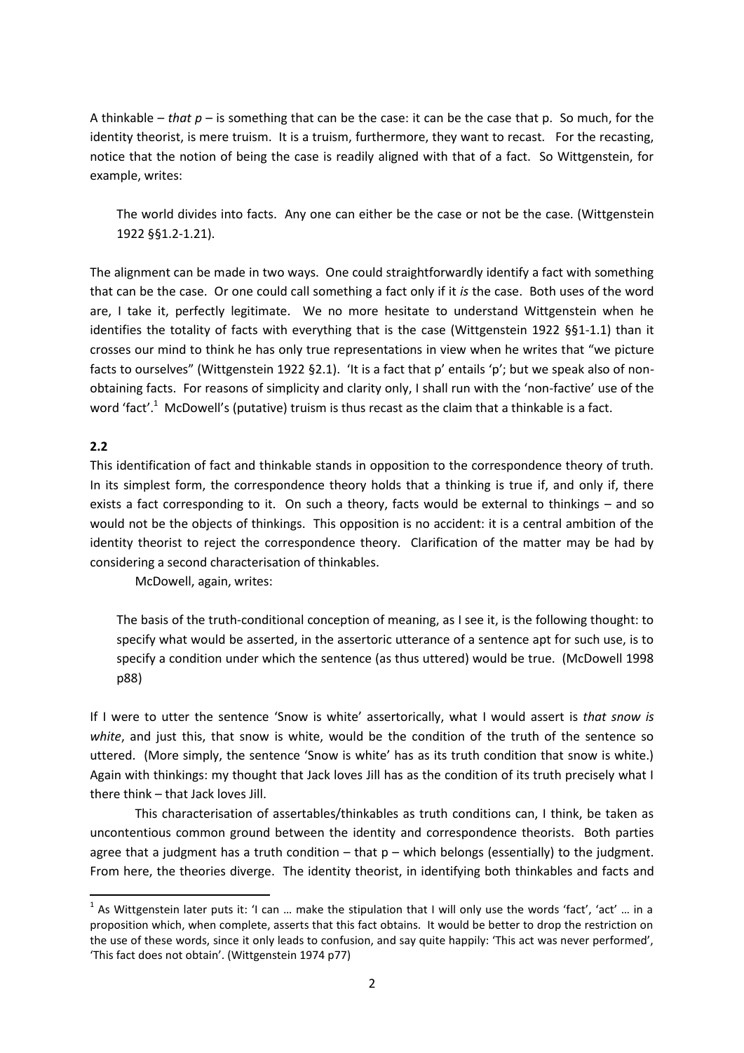A thinkable – *that p* – is something that can be the case: it can be the case that p. So much, for the identity theorist, is mere truism. It is a truism, furthermore, they want to recast. For the recasting, notice that the notion of being the case is readily aligned with that of a fact. So Wittgenstein, for example, writes:

> The world divides into facts. Any one can either be the case or not be the case. (Wittgenstein 1922 §§1.2-1.21).

The alignment can be made in two ways. One could straightforwardly identify a fact with something that can be the case. Or one could call something a fact only if it *is* the case. Both uses of the word are, I take it, perfectly legitimate. We no more hesitate to understand Wittgenstein when he identifies the totality of facts with everything that is the case (Wittgenstein 1922 §§1-1.1) than it crosses our mind to think he has only true representations in view when he writes that "we picture facts to ourselves" (Wittgenstein 1922 §2.1). 'It is a fact that p' entails 'p'; but we speak also of non-obtaining facts. For reasons of simplicity and clarity only, I shall run with the 'non-factive' use of the word 'fact'.[1] McDowell's (putative) truism is thus recast as the claim that a thinkable is a fact.

**2.2**

This identification of fact and thinkable stands in opposition to the correspondence theory of truth. In its simplest form, the correspondence theory holds that a thinking is true if, and only if, there exists a fact corresponding to it. On such a theory, facts would be external to thinkings – and so would not be the objects of thinkings. This opposition is no accident: it is a central ambition of the identity theorist to reject the correspondence theory. Clarification of the matter may be had by considering a second characterisation of thinkables.

McDowell, again, writes:

> The basis of the truth-conditional conception of meaning, as I see it, is the following thought: to specify what would be asserted, in the assertoric utterance of a sentence apt for such use, is to specify a condition under which the sentence (as thus uttered) would be true. (McDowell 1998 p88)

If I were to utter the sentence 'Snow is white' assertorically, what I would assert is *that snow is white*, and just this, that snow is white, would be the condition of the truth of the sentence so uttered. (More simply, the sentence 'Snow is white' has as its truth condition that snow is white.) Again with thinkings: my thought that Jack loves Jill has as the condition of its truth precisely what I there think – that Jack loves Jill.

This characterisation of assertables/thinkables as truth conditions can, I think, be taken as uncontentious common ground between the identity and correspondence theorists. Both parties agree that a judgment has a truth condition – that p – which belongs (essentially) to the judgment. From here, the theories diverge. The identity theorist, in identifying both thinkables and facts and

---

[1] As Wittgenstein later puts it: 'I can … make the stipulation that I will only use the words 'fact', 'act' … in a proposition which, when complete, asserts that this fact obtains. It would be better to drop the restriction on the use of these words, since it only leads to confusion, and say quite happily: 'This act was never performed', 'This fact does not obtain'. (Wittgenstein 1974 p77)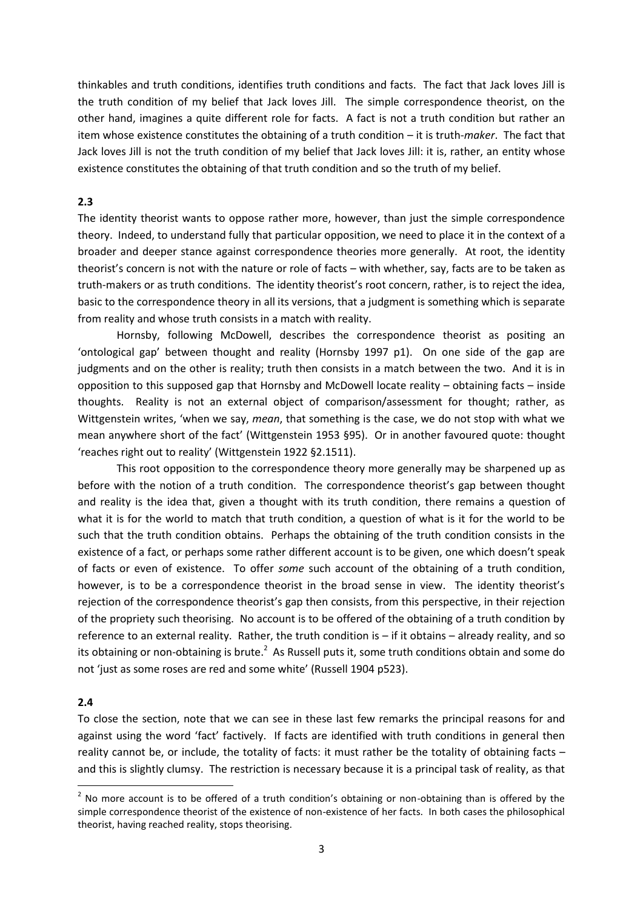thinkables and truth conditions, identifies truth conditions and facts. The fact that Jack loves Jill is the truth condition of my belief that Jack loves Jill. The simple correspondence theorist, on the other hand, imagines a quite different role for facts. A fact is not a truth condition but rather an item whose existence constitutes the obtaining of a truth condition – it is truth-*maker*. The fact that Jack loves Jill is not the truth condition of my belief that Jack loves Jill: it is, rather, an entity whose existence constitutes the obtaining of that truth condition and so the truth of my belief.

**2.3**

The identity theorist wants to oppose rather more, however, than just the simple correspondence theory. Indeed, to understand fully that particular opposition, we need to place it in the context of a broader and deeper stance against correspondence theories more generally. At root, the identity theorist's concern is not with the nature or role of facts – with whether, say, facts are to be taken as truth-makers or as truth conditions. The identity theorist's root concern, rather, is to reject the idea, basic to the correspondence theory in all its versions, that a judgment is something which is separate from reality and whose truth consists in a match with reality.

Hornsby, following McDowell, describes the correspondence theorist as positing an 'ontological gap' between thought and reality (Hornsby 1997 p1). On one side of the gap are judgments and on the other is reality; truth then consists in a match between the two. And it is in opposition to this supposed gap that Hornsby and McDowell locate reality – obtaining facts – inside thoughts. Reality is not an external object of comparison/assessment for thought; rather, as Wittgenstein writes, 'when we say, *mean*, that something is the case, we do not stop with what we mean anywhere short of the fact' (Wittgenstein 1953 §95). Or in another favoured quote: thought 'reaches right out to reality' (Wittgenstein 1922 §2.1511).

This root opposition to the correspondence theory more generally may be sharpened up as before with the notion of a truth condition. The correspondence theorist's gap between thought and reality is the idea that, given a thought with its truth condition, there remains a question of what it is for the world to match that truth condition, a question of what is it for the world to be such that the truth condition obtains. Perhaps the obtaining of the truth condition consists in the existence of a fact, or perhaps some rather different account is to be given, one which doesn't speak of facts or even of existence. To offer *some* such account of the obtaining of a truth condition, however, is to be a correspondence theorist in the broad sense in view. The identity theorist's rejection of the correspondence theorist's gap then consists, from this perspective, in their rejection of the propriety such theorising. No account is to be offered of the obtaining of a truth condition by reference to an external reality. Rather, the truth condition is – if it obtains – already reality, and so its obtaining or non-obtaining is brute.[2] As Russell puts it, some truth conditions obtain and some do not 'just as some roses are red and some white' (Russell 1904 p523).

**2.4**

To close the section, note that we can see in these last few remarks the principal reasons for and against using the word 'fact' factively. If facts are identified with truth conditions in general then reality cannot be, or include, the totality of facts: it must rather be the totality of obtaining facts – and this is slightly clumsy. The restriction is necessary because it is a principal task of reality, as that

[2] No more account is to be offered of a truth condition's obtaining or non-obtaining than is offered by the simple correspondence theorist of the existence of non-existence of her facts. In both cases the philosophical theorist, having reached reality, stops theorising.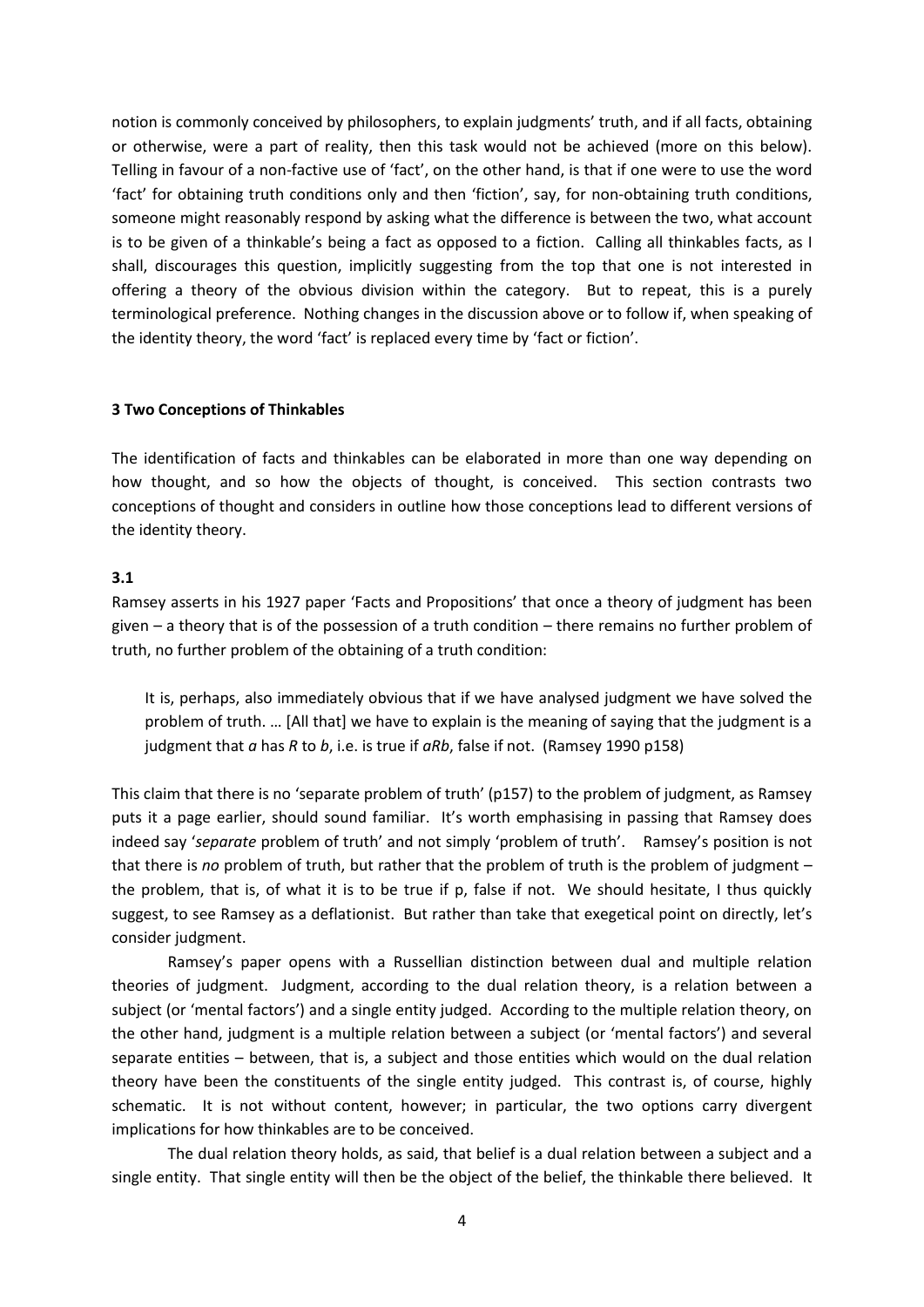notion is commonly conceived by philosophers, to explain judgments' truth, and if all facts, obtaining or otherwise, were a part of reality, then this task would not be achieved (more on this below). Telling in favour of a non-factive use of 'fact', on the other hand, is that if one were to use the word 'fact' for obtaining truth conditions only and then 'fiction', say, for non-obtaining truth conditions, someone might reasonably respond by asking what the difference is between the two, what account is to be given of a thinkable's being a fact as opposed to a fiction. Calling all thinkables facts, as I shall, discourages this question, implicitly suggesting from the top that one is not interested in offering a theory of the obvious division within the category. But to repeat, this is a purely terminological preference. Nothing changes in the discussion above or to follow if, when speaking of the identity theory, the word 'fact' is replaced every time by 'fact or fiction'.

### 3 Two Conceptions of Thinkables

The identification of facts and thinkables can be elaborated in more than one way depending on how thought, and so how the objects of thought, is conceived. This section contrasts two conceptions of thought and considers in outline how those conceptions lead to different versions of the identity theory.

#### 3.1

Ramsey asserts in his 1927 paper 'Facts and Propositions' that once a theory of judgment has been given – a theory that is of the possession of a truth condition – there remains no further problem of truth, no further problem of the obtaining of a truth condition:

> It is, perhaps, also immediately obvious that if we have analysed judgment we have solved the problem of truth. … [All that] we have to explain is the meaning of saying that the judgment is a judgment that *a* has *R* to *b*, i.e. is true if *aRb*, false if not. (Ramsey 1990 p158)

This claim that there is no 'separate problem of truth' (p157) to the problem of judgment, as Ramsey puts it a page earlier, should sound familiar. It's worth emphasising in passing that Ramsey does indeed say '*separate* problem of truth' and not simply 'problem of truth'. Ramsey's position is not that there is *no* problem of truth, but rather that the problem of truth is the problem of judgment – the problem, that is, of what it is to be true if p, false if not. We should hesitate, I thus quickly suggest, to see Ramsey as a deflationist. But rather than take that exegetical point on directly, let's consider judgment.

Ramsey's paper opens with a Russellian distinction between dual and multiple relation theories of judgment. Judgment, according to the dual relation theory, is a relation between a subject (or 'mental factors') and a single entity judged. According to the multiple relation theory, on the other hand, judgment is a multiple relation between a subject (or 'mental factors') and several separate entities – between, that is, a subject and those entities which would on the dual relation theory have been the constituents of the single entity judged. This contrast is, of course, highly schematic. It is not without content, however; in particular, the two options carry divergent implications for how thinkables are to be conceived.

The dual relation theory holds, as said, that belief is a dual relation between a subject and a single entity. That single entity will then be the object of the belief, the thinkable there believed. It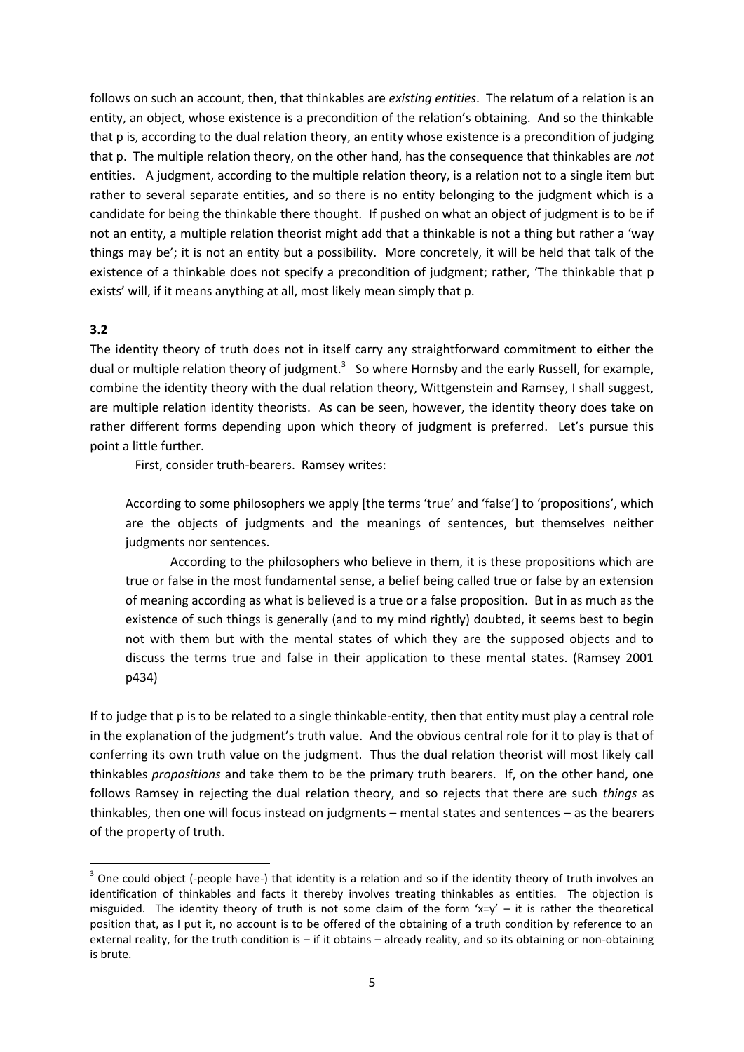follows on such an account, then, that thinkables are *existing entities*. The relatum of a relation is an entity, an object, whose existence is a precondition of the relation's obtaining. And so the thinkable that p is, according to the dual relation theory, an entity whose existence is a precondition of judging that p. The multiple relation theory, on the other hand, has the consequence that thinkables are *not* entities. A judgment, according to the multiple relation theory, is a relation not to a single item but rather to several separate entities, and so there is no entity belonging to the judgment which is a candidate for being the thinkable there thought. If pushed on what an object of judgment is to be if not an entity, a multiple relation theorist might add that a thinkable is not a thing but rather a 'way things may be'; it is not an entity but a possibility. More concretely, it will be held that talk of the existence of a thinkable does not specify a precondition of judgment; rather, 'The thinkable that p exists' will, if it means anything at all, most likely mean simply that p.

**3.2**

The identity theory of truth does not in itself carry any straightforward commitment to either the dual or multiple relation theory of judgment.[3] So where Hornsby and the early Russell, for example, combine the identity theory with the dual relation theory, Wittgenstein and Ramsey, I shall suggest, are multiple relation identity theorists. As can be seen, however, the identity theory does take on rather different forms depending upon which theory of judgment is preferred. Let's pursue this point a little further.

First, consider truth-bearers. Ramsey writes:

> According to some philosophers we apply [the terms 'true' and 'false'] to 'propositions', which are the objects of judgments and the meanings of sentences, but themselves neither judgments nor sentences.
>
> According to the philosophers who believe in them, it is these propositions which are true or false in the most fundamental sense, a belief being called true or false by an extension of meaning according as what is believed is a true or a false proposition. But in as much as the existence of such things is generally (and to my mind rightly) doubted, it seems best to begin not with them but with the mental states of which they are the supposed objects and to discuss the terms true and false in their application to these mental states. (Ramsey 2001 p434)

If to judge that p is to be related to a single thinkable-entity, then that entity must play a central role in the explanation of the judgment's truth value. And the obvious central role for it to play is that of conferring its own truth value on the judgment. Thus the dual relation theorist will most likely call thinkables *propositions* and take them to be the primary truth bearers. If, on the other hand, one follows Ramsey in rejecting the dual relation theory, and so rejects that there are such *things* as thinkables, then one will focus instead on judgments – mental states and sentences – as the bearers of the property of truth.

---

[3] One could object (-people have-) that identity is a relation and so if the identity theory of truth involves an identification of thinkables and facts it thereby involves treating thinkables as entities. The objection is misguided. The identity theory of truth is not some claim of the form 'x=y' – it is rather the theoretical position that, as I put it, no account is to be offered of the obtaining of a truth condition by reference to an external reality, for the truth condition is – if it obtains – already reality, and so its obtaining or non-obtaining is brute.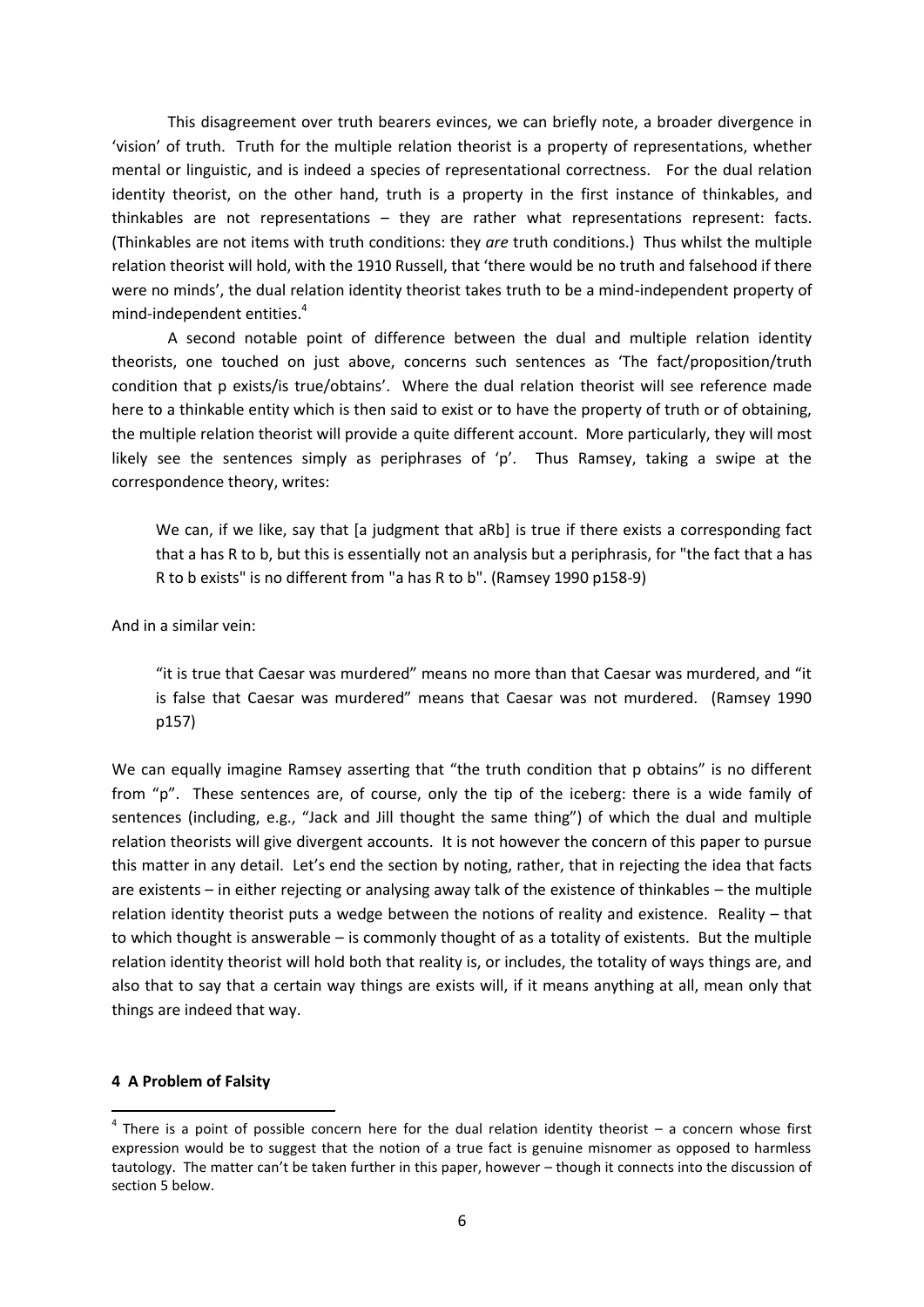This disagreement over truth bearers evinces, we can briefly note, a broader divergence in 'vision' of truth. Truth for the multiple relation theorist is a property of representations, whether mental or linguistic, and is indeed a species of representational correctness. For the dual relation identity theorist, on the other hand, truth is a property in the first instance of thinkables, and thinkables are not representations – they are rather what representations represent: facts. (Thinkables are not items with truth conditions: they *are* truth conditions.) Thus whilst the multiple relation theorist will hold, with the 1910 Russell, that 'there would be no truth and falsehood if there were no minds', the dual relation identity theorist takes truth to be a mind-independent property of mind-independent entities.[4]

A second notable point of difference between the dual and multiple relation identity theorists, one touched on just above, concerns such sentences as 'The fact/proposition/truth condition that p exists/is true/obtains'. Where the dual relation theorist will see reference made here to a thinkable entity which is then said to exist or to have the property of truth or of obtaining, the multiple relation theorist will provide a quite different account. More particularly, they will most likely see the sentences simply as periphrases of 'p'. Thus Ramsey, taking a swipe at the correspondence theory, writes:

> We can, if we like, say that [a judgment that aRb] is true if there exists a corresponding fact that a has R to b, but this is essentially not an analysis but a periphrasis, for "the fact that a has R to b exists" is no different from "a has R to b". (Ramsey 1990 p158-9)

And in a similar vein:

> "it is true that Caesar was murdered" means no more than that Caesar was murdered, and "it is false that Caesar was murdered" means that Caesar was not murdered. (Ramsey 1990 p157)

We can equally imagine Ramsey asserting that "the truth condition that p obtains" is no different from "p". These sentences are, of course, only the tip of the iceberg: there is a wide family of sentences (including, e.g., "Jack and Jill thought the same thing") of which the dual and multiple relation theorists will give divergent accounts. It is not however the concern of this paper to pursue this matter in any detail. Let's end the section by noting, rather, that in rejecting the idea that facts are existents – in either rejecting or analysing away talk of the existence of thinkables – the multiple relation identity theorist puts a wedge between the notions of reality and existence. Reality – that to which thought is answerable – is commonly thought of as a totality of existents. But the multiple relation identity theorist will hold both that reality is, or includes, the totality of ways things are, and also that to say that a certain way things are exists will, if it means anything at all, mean only that things are indeed that way.

## 4 A Problem of Falsity

[4] There is a point of possible concern here for the dual relation identity theorist – a concern whose first expression would be to suggest that the notion of a true fact is genuine misnomer as opposed to harmless tautology. The matter can't be taken further in this paper, however – though it connects into the discussion of section 5 below.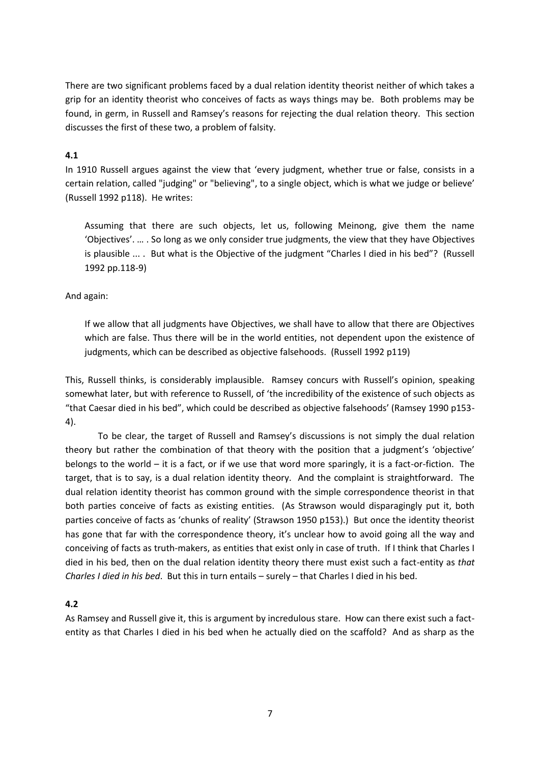There are two significant problems faced by a dual relation identity theorist neither of which takes a grip for an identity theorist who conceives of facts as ways things may be. Both problems may be found, in germ, in Russell and Ramsey's reasons for rejecting the dual relation theory. This section discusses the first of these two, a problem of falsity.

**4.1**

In 1910 Russell argues against the view that 'every judgment, whether true or false, consists in a certain relation, called "judging" or "believing", to a single object, which is what we judge or believe' (Russell 1992 p118). He writes:

> Assuming that there are such objects, let us, following Meinong, give them the name 'Objectives'. … . So long as we only consider true judgments, the view that they have Objectives is plausible ... . But what is the Objective of the judgment "Charles I died in his bed"? (Russell 1992 pp.118-9)

And again:

> If we allow that all judgments have Objectives, we shall have to allow that there are Objectives which are false. Thus there will be in the world entities, not dependent upon the existence of judgments, which can be described as objective falsehoods. (Russell 1992 p119)

This, Russell thinks, is considerably implausible. Ramsey concurs with Russell's opinion, speaking somewhat later, but with reference to Russell, of 'the incredibility of the existence of such objects as "that Caesar died in his bed", which could be described as objective falsehoods' (Ramsey 1990 p153-4).

To be clear, the target of Russell and Ramsey's discussions is not simply the dual relation theory but rather the combination of that theory with the position that a judgment's 'objective' belongs to the world – it is a fact, or if we use that word more sparingly, it is a fact-or-fiction. The target, that is to say, is a dual relation identity theory. And the complaint is straightforward. The dual relation identity theorist has common ground with the simple correspondence theorist in that both parties conceive of facts as existing entities. (As Strawson would disparagingly put it, both parties conceive of facts as 'chunks of reality' (Strawson 1950 p153).) But once the identity theorist has gone that far with the correspondence theory, it's unclear how to avoid going all the way and conceiving of facts as truth-makers, as entities that exist only in case of truth. If I think that Charles I died in his bed, then on the dual relation identity theory there must exist such a fact-entity as *that Charles I died in his bed*. But this in turn entails – surely – that Charles I died in his bed.

**4.2**

As Ramsey and Russell give it, this is argument by incredulous stare. How can there exist such a fact-entity as that Charles I died in his bed when he actually died on the scaffold? And as sharp as the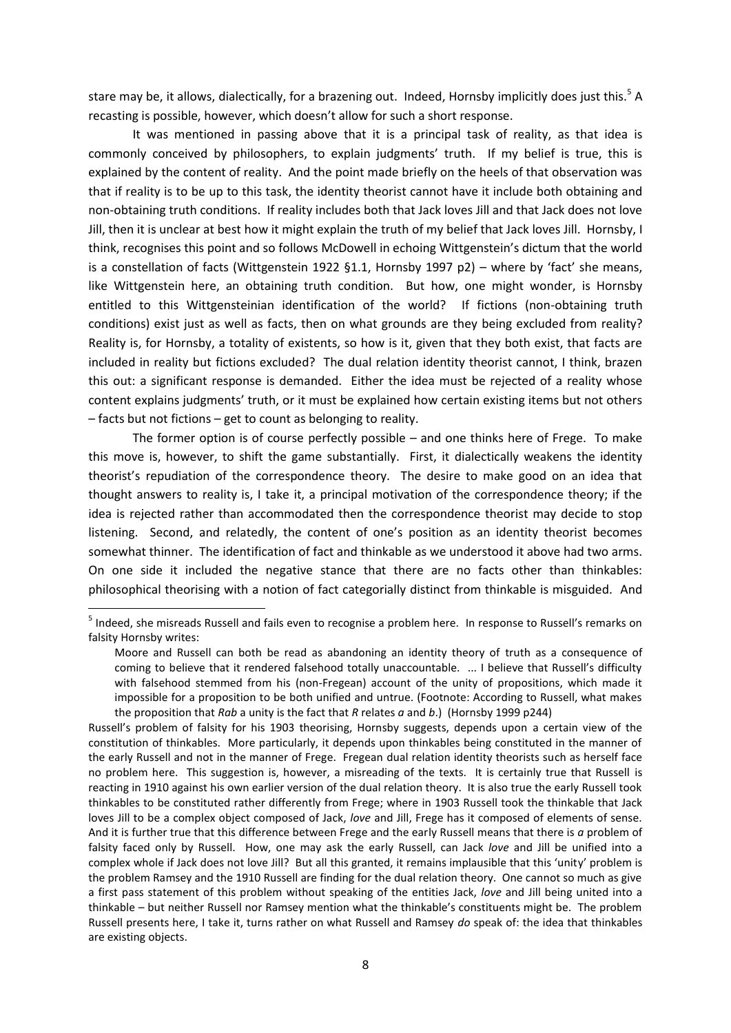stare may be, it allows, dialectically, for a brazening out. Indeed, Hornsby implicitly does just this.[5] A recasting is possible, however, which doesn't allow for such a short response.

It was mentioned in passing above that it is a principal task of reality, as that idea is commonly conceived by philosophers, to explain judgments' truth. If my belief is true, this is explained by the content of reality. And the point made briefly on the heels of that observation was that if reality is to be up to this task, the identity theorist cannot have it include both obtaining and non-obtaining truth conditions. If reality includes both that Jack loves Jill and that Jack does not love Jill, then it is unclear at best how it might explain the truth of my belief that Jack loves Jill. Hornsby, I think, recognises this point and so follows McDowell in echoing Wittgenstein's dictum that the world is a constellation of facts (Wittgenstein 1922 §1.1, Hornsby 1997 p2) – where by 'fact' she means, like Wittgenstein here, an obtaining truth condition. But how, one might wonder, is Hornsby entitled to this Wittgensteinian identification of the world? If fictions (non-obtaining truth conditions) exist just as well as facts, then on what grounds are they being excluded from reality? Reality is, for Hornsby, a totality of existents, so how is it, given that they both exist, that facts are included in reality but fictions excluded? The dual relation identity theorist cannot, I think, brazen this out: a significant response is demanded. Either the idea must be rejected of a reality whose content explains judgments' truth, or it must be explained how certain existing items but not others – facts but not fictions – get to count as belonging to reality.

The former option is of course perfectly possible – and one thinks here of Frege. To make this move is, however, to shift the game substantially. First, it dialectically weakens the identity theorist's repudiation of the correspondence theory. The desire to make good on an idea that thought answers to reality is, I take it, a principal motivation of the correspondence theory; if the idea is rejected rather than accommodated then the correspondence theorist may decide to stop listening. Second, and relatedly, the content of one's position as an identity theorist becomes somewhat thinner. The identification of fact and thinkable as we understood it above had two arms. On one side it included the negative stance that there are no facts other than thinkables: philosophical theorising with a notion of fact categorially distinct from thinkable is misguided. And

---

[5] Indeed, she misreads Russell and fails even to recognise a problem here. In response to Russell's remarks on falsity Hornsby writes:

> Moore and Russell can both be read as abandoning an identity theory of truth as a consequence of coming to believe that it rendered falsehood totally unaccountable. ... I believe that Russell's difficulty with falsehood stemmed from his (non-Fregean) account of the unity of propositions, which made it impossible for a proposition to be both unified and untrue. (Footnote: According to Russell, what makes the proposition that *Rab* a unity is the fact that *R* relates *a* and *b*.) (Hornsby 1999 p244)

Russell's problem of falsity for his 1903 theorising, Hornsby suggests, depends upon a certain view of the constitution of thinkables. More particularly, it depends upon thinkables being constituted in the manner of the early Russell and not in the manner of Frege. Fregean dual relation identity theorists such as herself face no problem here. This suggestion is, however, a misreading of the texts. It is certainly true that Russell is reacting in 1910 against his own earlier version of the dual relation theory. It is also true the early Russell took thinkables to be constituted rather differently from Frege; where in 1903 Russell took the thinkable that Jack loves Jill to be a complex object composed of Jack, *love* and Jill, Frege has it composed of elements of sense. And it is further true that this difference between Frege and the early Russell means that there is *a* problem of falsity faced only by Russell. How, one may ask the early Russell, can Jack *love* and Jill be unified into a complex whole if Jack does not love Jill? But all this granted, it remains implausible that this 'unity' problem is the problem Ramsey and the 1910 Russell are finding for the dual relation theory. One cannot so much as give a first pass statement of this problem without speaking of the entities Jack, *love* and Jill being united into a thinkable – but neither Russell nor Ramsey mention what the thinkable's constituents might be. The problem Russell presents here, I take it, turns rather on what Russell and Ramsey *do* speak of: the idea that thinkables are existing objects.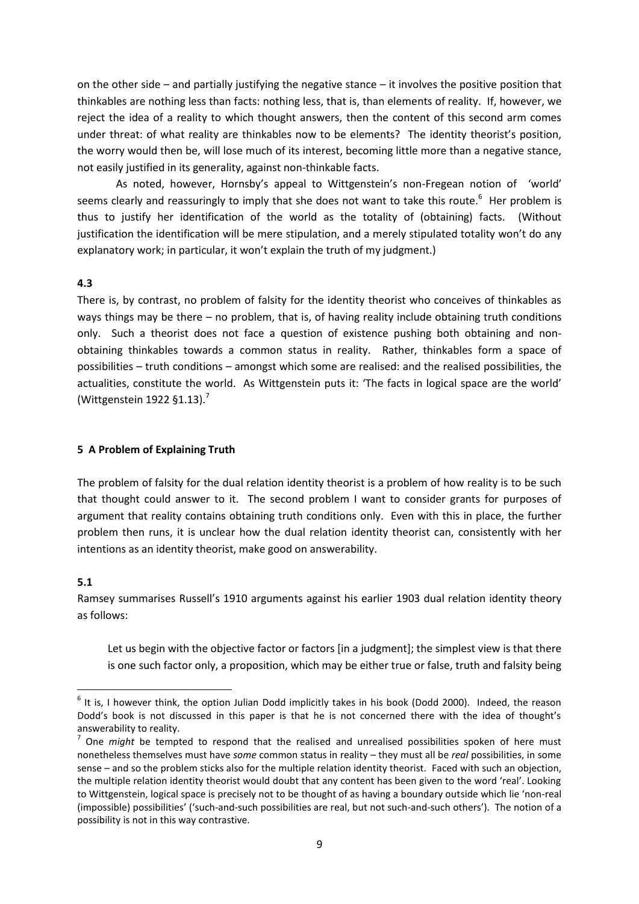on the other side – and partially justifying the negative stance – it involves the positive position that thinkables are nothing less than facts: nothing less, that is, than elements of reality. If, however, we reject the idea of a reality to which thought answers, then the content of this second arm comes under threat: of what reality are thinkables now to be elements? The identity theorist's position, the worry would then be, will lose much of its interest, becoming little more than a negative stance, not easily justified in its generality, against non-thinkable facts.

As noted, however, Hornsby's appeal to Wittgenstein's non-Fregean notion of 'world' seems clearly and reassuringly to imply that she does not want to take this route.[6] Her problem is thus to justify her identification of the world as the totality of (obtaining) facts. (Without justification the identification will be mere stipulation, and a merely stipulated totality won't do any explanatory work; in particular, it won't explain the truth of my judgment.)

### 4.3

There is, by contrast, no problem of falsity for the identity theorist who conceives of thinkables as ways things may be there – no problem, that is, of having reality include obtaining truth conditions only. Such a theorist does not face a question of existence pushing both obtaining and non-obtaining thinkables towards a common status in reality. Rather, thinkables form a space of possibilities – truth conditions – amongst which some are realised: and the realised possibilities, the actualities, constitute the world. As Wittgenstein puts it: 'The facts in logical space are the world' (Wittgenstein 1922 §1.13).[7]

## 5 A Problem of Explaining Truth

The problem of falsity for the dual relation identity theorist is a problem of how reality is to be such that thought could answer to it. The second problem I want to consider grants for purposes of argument that reality contains obtaining truth conditions only. Even with this in place, the further problem then runs, it is unclear how the dual relation identity theorist can, consistently with her intentions as an identity theorist, make good on answerability.

### 5.1

Ramsey summarises Russell's 1910 arguments against his earlier 1903 dual relation identity theory as follows:

> Let us begin with the objective factor or factors [in a judgment]; the simplest view is that there is one such factor only, a proposition, which may be either true or false, truth and falsity being

---

[6] It is, I however think, the option Julian Dodd implicitly takes in his book (Dodd 2000). Indeed, the reason Dodd's book is not discussed in this paper is that he is not concerned there with the idea of thought's answerability to reality.

[7] One *might* be tempted to respond that the realised and unrealised possibilities spoken of here must nonetheless themselves must have *some* common status in reality – they must all be *real* possibilities, in some sense – and so the problem sticks also for the multiple relation identity theorist. Faced with such an objection, the multiple relation identity theorist would doubt that any content has been given to the word 'real'. Looking to Wittgenstein, logical space is precisely not to be thought of as having a boundary outside which lie 'non-real (impossible) possibilities' ('such-and-such possibilities are real, but not such-and-such others'). The notion of a possibility is not in this way contrastive.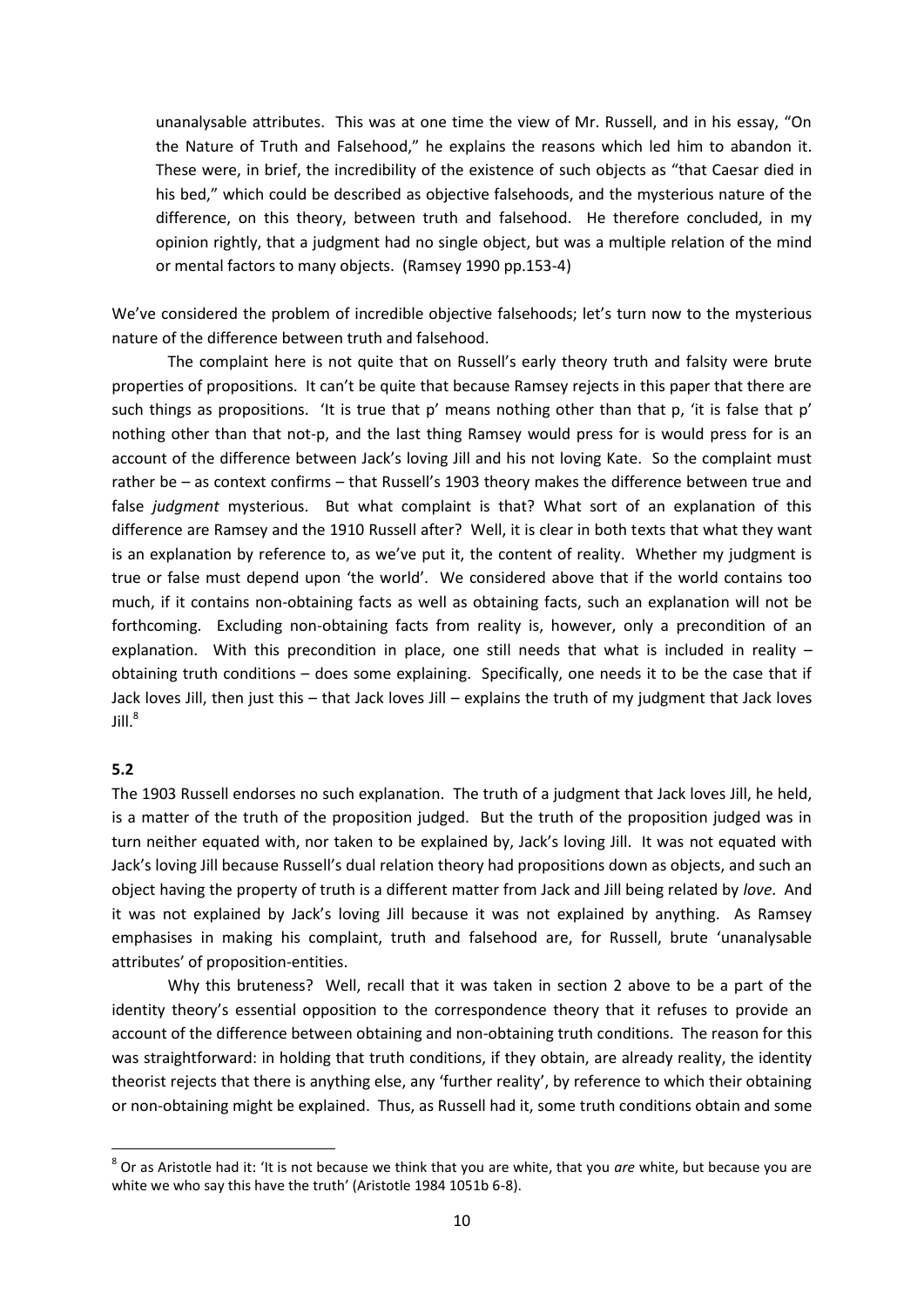> unanalysable attributes. This was at one time the view of Mr. Russell, and in his essay, "On the Nature of Truth and Falsehood," he explains the reasons which led him to abandon it. These were, in brief, the incredibility of the existence of such objects as "that Caesar died in his bed," which could be described as objective falsehoods, and the mysterious nature of the difference, on this theory, between truth and falsehood. He therefore concluded, in my opinion rightly, that a judgment had no single object, but was a multiple relation of the mind or mental factors to many objects. (Ramsey 1990 pp.153-4)

We've considered the problem of incredible objective falsehoods; let's turn now to the mysterious nature of the difference between truth and falsehood.

The complaint here is not quite that on Russell's early theory truth and falsity were brute properties of propositions. It can't be quite that because Ramsey rejects in this paper that there are such things as propositions. 'It is true that p' means nothing other than that p, 'it is false that p' nothing other than that not-p, and the last thing Ramsey would press for is would press for is an account of the difference between Jack's loving Jill and his not loving Kate. So the complaint must rather be – as context confirms – that Russell's 1903 theory makes the difference between true and false *judgment* mysterious. But what complaint is that? What sort of an explanation of this difference are Ramsey and the 1910 Russell after? Well, it is clear in both texts that what they want is an explanation by reference to, as we've put it, the content of reality. Whether my judgment is true or false must depend upon 'the world'. We considered above that if the world contains too much, if it contains non-obtaining facts as well as obtaining facts, such an explanation will not be forthcoming. Excluding non-obtaining facts from reality is, however, only a precondition of an explanation. With this precondition in place, one still needs that what is included in reality – obtaining truth conditions – does some explaining. Specifically, one needs it to be the case that if Jack loves Jill, then just this – that Jack loves Jill – explains the truth of my judgment that Jack loves Jill.[8]

### 5.2

The 1903 Russell endorses no such explanation. The truth of a judgment that Jack loves Jill, he held, is a matter of the truth of the proposition judged. But the truth of the proposition judged was in turn neither equated with, nor taken to be explained by, Jack's loving Jill. It was not equated with Jack's loving Jill because Russell's dual relation theory had propositions down as objects, and such an object having the property of truth is a different matter from Jack and Jill being related by *love*. And it was not explained by Jack's loving Jill because it was not explained by anything. As Ramsey emphasises in making his complaint, truth and falsehood are, for Russell, brute 'unanalysable attributes' of proposition-entities.

Why this bruteness? Well, recall that it was taken in section 2 above to be a part of the identity theory's essential opposition to the correspondence theory that it refuses to provide an account of the difference between obtaining and non-obtaining truth conditions. The reason for this was straightforward: in holding that truth conditions, if they obtain, are already reality, the identity theorist rejects that there is anything else, any 'further reality', by reference to which their obtaining or non-obtaining might be explained. Thus, as Russell had it, some truth conditions obtain and some

[8] Or as Aristotle had it: 'It is not because we think that you are white, that you *are* white, but because you are white we who say this have the truth' (Aristotle 1984 1051b 6-8).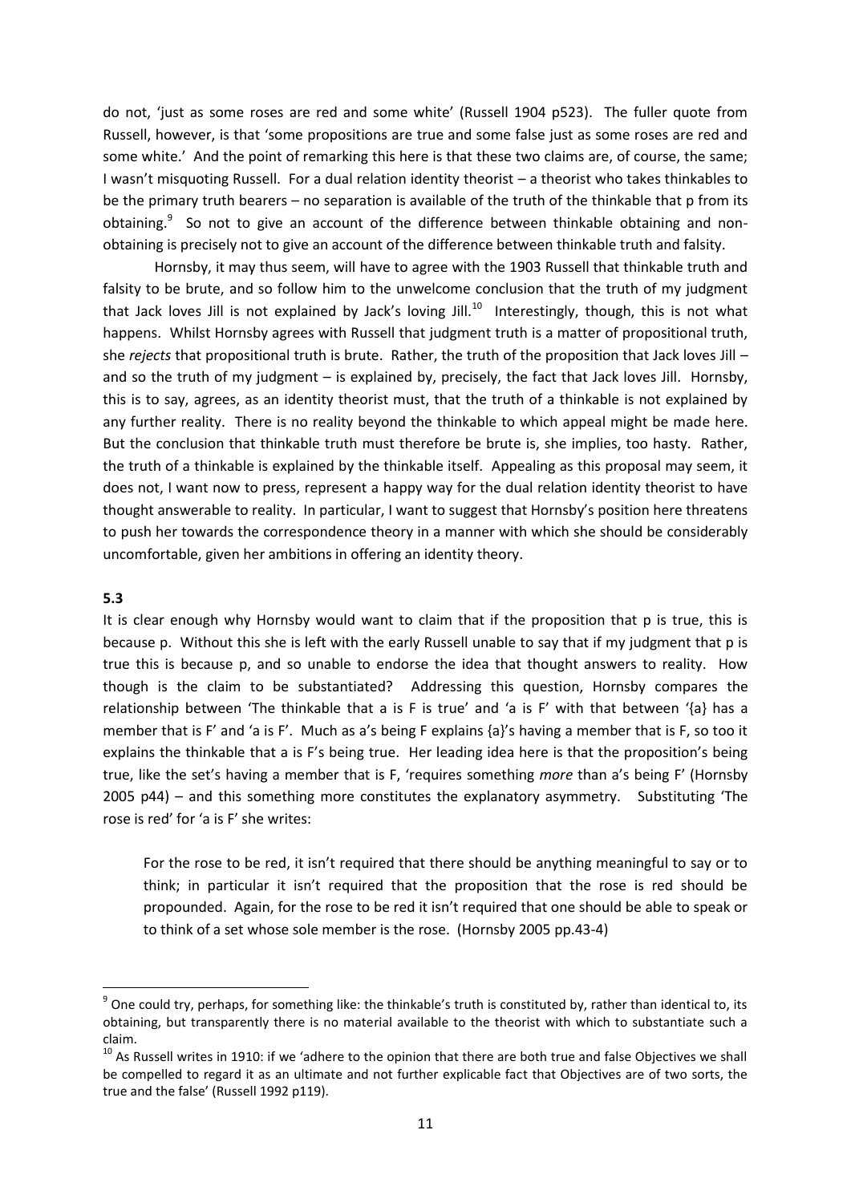do not, 'just as some roses are red and some white' (Russell 1904 p523). The fuller quote from Russell, however, is that 'some propositions are true and some false just as some roses are red and some white.' And the point of remarking this here is that these two claims are, of course, the same; I wasn't misquoting Russell. For a dual relation identity theorist – a theorist who takes thinkables to be the primary truth bearers – no separation is available of the truth of the thinkable that p from its obtaining.[9] So not to give an account of the difference between thinkable obtaining and non-obtaining is precisely not to give an account of the difference between thinkable truth and falsity.

Hornsby, it may thus seem, will have to agree with the 1903 Russell that thinkable truth and falsity to be brute, and so follow him to the unwelcome conclusion that the truth of my judgment that Jack loves Jill is not explained by Jack's loving Jill.[10] Interestingly, though, this is not what happens. Whilst Hornsby agrees with Russell that judgment truth is a matter of propositional truth, she *rejects* that propositional truth is brute. Rather, the truth of the proposition that Jack loves Jill – and so the truth of my judgment – is explained by, precisely, the fact that Jack loves Jill. Hornsby, this is to say, agrees, as an identity theorist must, that the truth of a thinkable is not explained by any further reality. There is no reality beyond the thinkable to which appeal might be made here. But the conclusion that thinkable truth must therefore be brute is, she implies, too hasty. Rather, the truth of a thinkable is explained by the thinkable itself. Appealing as this proposal may seem, it does not, I want now to press, represent a happy way for the dual relation identity theorist to have thought answerable to reality. In particular, I want to suggest that Hornsby's position here threatens to push her towards the correspondence theory in a manner with which she should be considerably uncomfortable, given her ambitions in offering an identity theory.

**5.3**

It is clear enough why Hornsby would want to claim that if the proposition that p is true, this is because p. Without this she is left with the early Russell unable to say that if my judgment that p is true this is because p, and so unable to endorse the idea that thought answers to reality. How though is the claim to be substantiated? Addressing this question, Hornsby compares the relationship between 'The thinkable that a is F is true' and 'a is F' with that between '{a} has a member that is F' and 'a is F'. Much as a's being F explains {a}'s having a member that is F, so too it explains the thinkable that a is F's being true. Her leading idea here is that the proposition's being true, like the set's having a member that is F, 'requires something *more* than a's being F' (Hornsby 2005 p44) – and this something more constitutes the explanatory asymmetry. Substituting 'The rose is red' for 'a is F' she writes:

> For the rose to be red, it isn't required that there should be anything meaningful to say or to think; in particular it isn't required that the proposition that the rose is red should be propounded. Again, for the rose to be red it isn't required that one should be able to speak or to think of a set whose sole member is the rose. (Hornsby 2005 pp.43-4)

---

[9] One could try, perhaps, for something like: the thinkable's truth is constituted by, rather than identical to, its obtaining, but transparently there is no material available to the theorist with which to substantiate such a claim.

[10] As Russell writes in 1910: if we 'adhere to the opinion that there are both true and false Objectives we shall be compelled to regard it as an ultimate and not further explicable fact that Objectives are of two sorts, the true and the false' (Russell 1992 p119).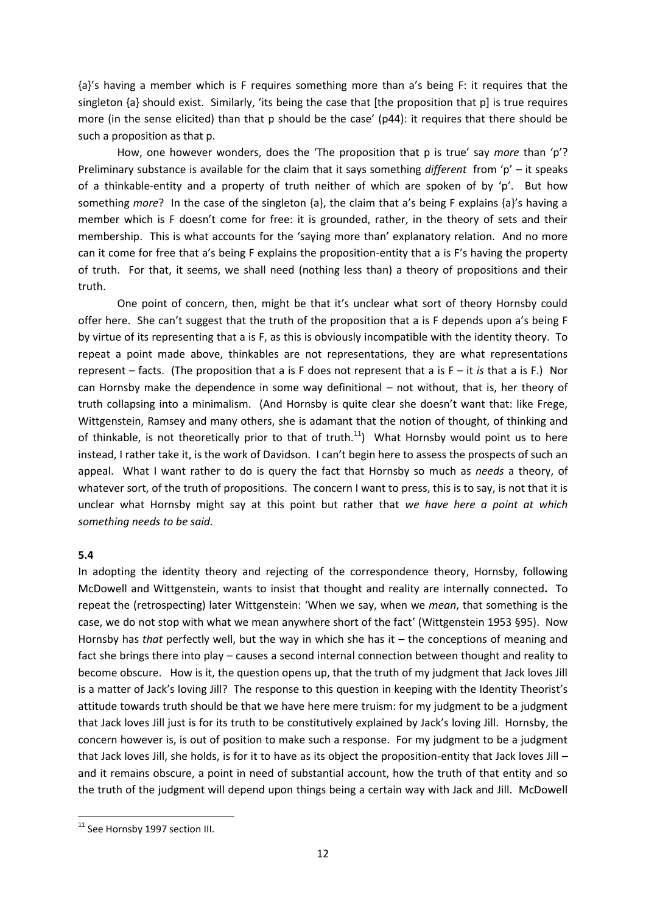{a}'s having a member which is F requires something more than a's being F: it requires that the singleton {a} should exist. Similarly, 'its being the case that [the proposition that p] is true requires more (in the sense elicited) than that p should be the case' (p44): it requires that there should be such a proposition as that p.

How, one however wonders, does the 'The proposition that p is true' say *more* than 'p'? Preliminary substance is available for the claim that it says something *different* from 'p' – it speaks of a thinkable-entity and a property of truth neither of which are spoken of by 'p'. But how something *more*? In the case of the singleton {a}, the claim that a's being F explains {a}'s having a member which is F doesn't come for free: it is grounded, rather, in the theory of sets and their membership. This is what accounts for the 'saying more than' explanatory relation. And no more can it come for free that a's being F explains the proposition-entity that a is F's having the property of truth. For that, it seems, we shall need (nothing less than) a theory of propositions and their truth.

One point of concern, then, might be that it's unclear what sort of theory Hornsby could offer here. She can't suggest that the truth of the proposition that a is F depends upon a's being F by virtue of its representing that a is F, as this is obviously incompatible with the identity theory. To repeat a point made above, thinkables are not representations, they are what representations represent – facts. (The proposition that a is F does not represent that a is F – it *is* that a is F.) Nor can Hornsby make the dependence in some way definitional – not without, that is, her theory of truth collapsing into a minimalism. (And Hornsby is quite clear she doesn't want that: like Frege, Wittgenstein, Ramsey and many others, she is adamant that the notion of thought, of thinking and of thinkable, is not theoretically prior to that of truth.[11]) What Hornsby would point us to here instead, I rather take it, is the work of Davidson. I can't begin here to assess the prospects of such an appeal. What I want rather to do is query the fact that Hornsby so much as *needs* a theory, of whatever sort, of the truth of propositions. The concern I want to press, this is to say, is not that it is unclear what Hornsby might say at this point but rather that *we have here a point at which something needs to be said*.

**5.4**

In adopting the identity theory and rejecting of the correspondence theory, Hornsby, following McDowell and Wittgenstein, wants to insist that thought and reality are internally connected**.** To repeat the (retrospecting) later Wittgenstein: 'When we say, when we *mean*, that something is the case, we do not stop with what we mean anywhere short of the fact' (Wittgenstein 1953 §95). Now Hornsby has *that* perfectly well, but the way in which she has it – the conceptions of meaning and fact she brings there into play – causes a second internal connection between thought and reality to become obscure. How is it, the question opens up, that the truth of my judgment that Jack loves Jill is a matter of Jack's loving Jill? The response to this question in keeping with the Identity Theorist's attitude towards truth should be that we have here mere truism: for my judgment to be a judgment that Jack loves Jill just is for its truth to be constitutively explained by Jack's loving Jill. Hornsby, the concern however is, is out of position to make such a response. For my judgment to be a judgment that Jack loves Jill, she holds, is for it to have as its object the proposition-entity that Jack loves Jill – and it remains obscure, a point in need of substantial account, how the truth of that entity and so the truth of the judgment will depend upon things being a certain way with Jack and Jill. McDowell

---

[11] See Hornsby 1997 section III.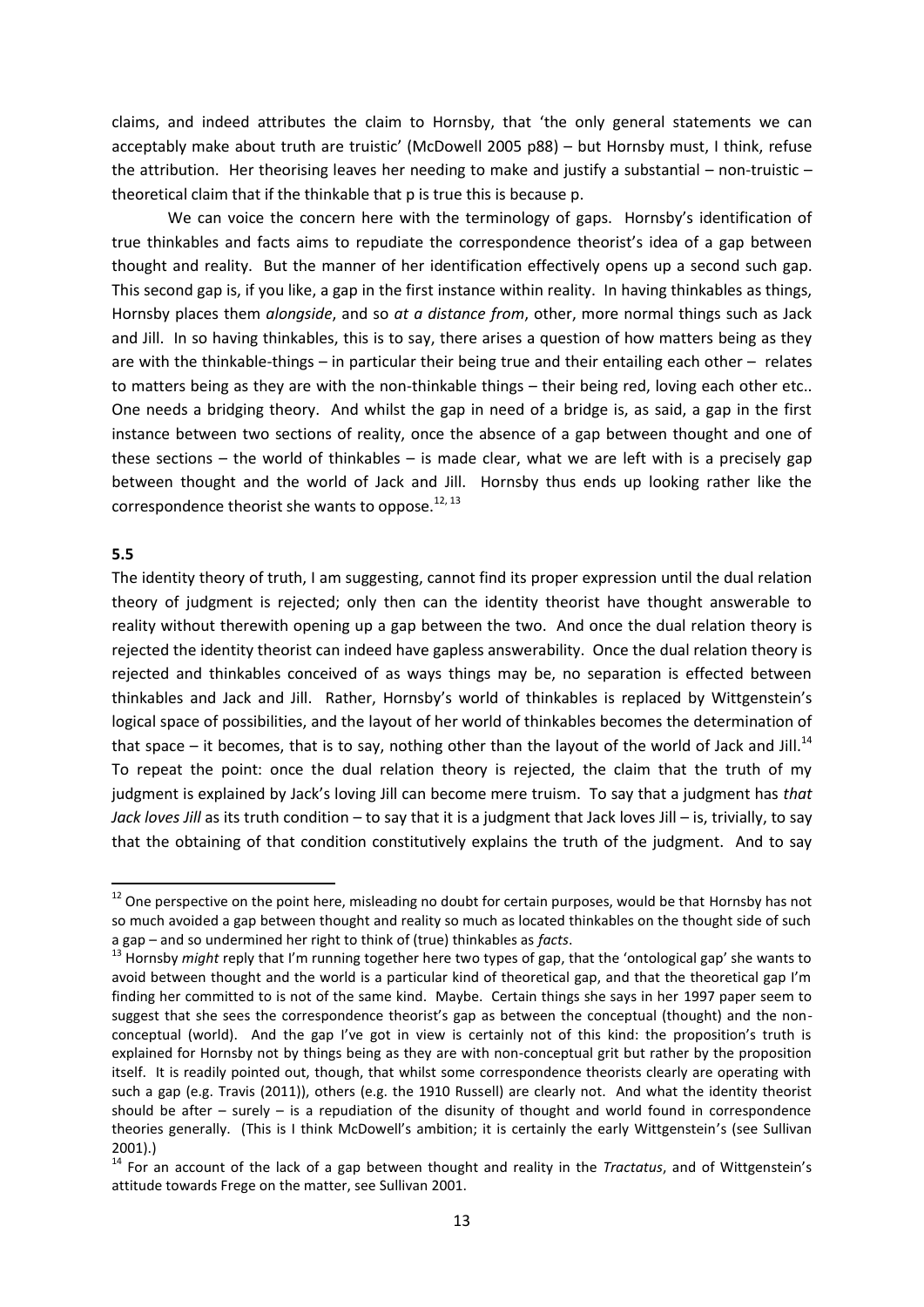claims, and indeed attributes the claim to Hornsby, that 'the only general statements we can acceptably make about truth are truistic' (McDowell 2005 p88) – but Hornsby must, I think, refuse the attribution. Her theorising leaves her needing to make and justify a substantial – non-truistic – theoretical claim that if the thinkable that p is true this is because p.

We can voice the concern here with the terminology of gaps. Hornsby's identification of true thinkables and facts aims to repudiate the correspondence theorist's idea of a gap between thought and reality. But the manner of her identification effectively opens up a second such gap. This second gap is, if you like, a gap in the first instance within reality. In having thinkables as things, Hornsby places them *alongside*, and so *at a distance from*, other, more normal things such as Jack and Jill. In so having thinkables, this is to say, there arises a question of how matters being as they are with the thinkable-things – in particular their being true and their entailing each other – relates to matters being as they are with the non-thinkable things – their being red, loving each other etc.. One needs a bridging theory. And whilst the gap in need of a bridge is, as said, a gap in the first instance between two sections of reality, once the absence of a gap between thought and one of these sections – the world of thinkables – is made clear, what we are left with is a precisely gap between thought and the world of Jack and Jill. Hornsby thus ends up looking rather like the correspondence theorist she wants to oppose.[12, 13]

**5.5**

The identity theory of truth, I am suggesting, cannot find its proper expression until the dual relation theory of judgment is rejected; only then can the identity theorist have thought answerable to reality without therewith opening up a gap between the two. And once the dual relation theory is rejected the identity theorist can indeed have gapless answerability. Once the dual relation theory is rejected and thinkables conceived of as ways things may be, no separation is effected between thinkables and Jack and Jill. Rather, Hornsby's world of thinkables is replaced by Wittgenstein's logical space of possibilities, and the layout of her world of thinkables becomes the determination of that space – it becomes, that is to say, nothing other than the layout of the world of Jack and Jill.[14] To repeat the point: once the dual relation theory is rejected, the claim that the truth of my judgment is explained by Jack's loving Jill can become mere truism. To say that a judgment has *that Jack loves Jill* as its truth condition – to say that it is a judgment that Jack loves Jill – is, trivially, to say that the obtaining of that condition constitutively explains the truth of the judgment. And to say

---

[12] One perspective on the point here, misleading no doubt for certain purposes, would be that Hornsby has not so much avoided a gap between thought and reality so much as located thinkables on the thought side of such a gap – and so undermined her right to think of (true) thinkables as *facts*.

[13] Hornsby *might* reply that I'm running together here two types of gap, that the 'ontological gap' she wants to avoid between thought and the world is a particular kind of theoretical gap, and that the theoretical gap I'm finding her committed to is not of the same kind. Maybe. Certain things she says in her 1997 paper seem to suggest that she sees the correspondence theorist's gap as between the conceptual (thought) and the non-conceptual (world). And the gap I've got in view is certainly not of this kind: the proposition's truth is explained for Hornsby not by things being as they are with non-conceptual grit but rather by the proposition itself. It is readily pointed out, though, that whilst some correspondence theorists clearly are operating with such a gap (e.g. Travis (2011)), others (e.g. the 1910 Russell) are clearly not. And what the identity theorist should be after – surely – is a repudiation of the disunity of thought and world found in correspondence theories generally. (This is I think McDowell's ambition; it is certainly the early Wittgenstein's (see Sullivan 2001).)

[14] For an account of the lack of a gap between thought and reality in the *Tractatus*, and of Wittgenstein's attitude towards Frege on the matter, see Sullivan 2001.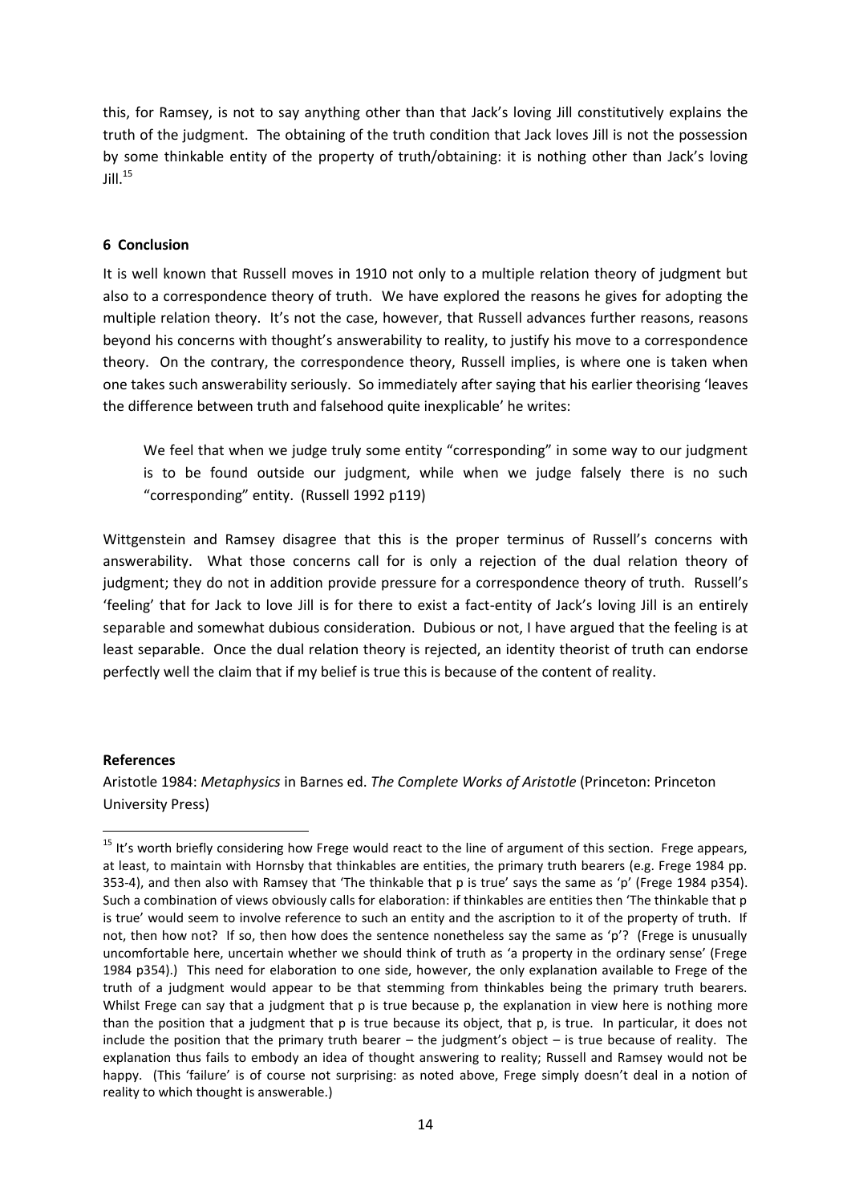this, for Ramsey, is not to say anything other than that Jack's loving Jill constitutively explains the truth of the judgment. The obtaining of the truth condition that Jack loves Jill is not the possession by some thinkable entity of the property of truth/obtaining: it is nothing other than Jack's loving Jill.[15]

## 6 Conclusion

It is well known that Russell moves in 1910 not only to a multiple relation theory of judgment but also to a correspondence theory of truth. We have explored the reasons he gives for adopting the multiple relation theory. It's not the case, however, that Russell advances further reasons, reasons beyond his concerns with thought's answerability to reality, to justify his move to a correspondence theory. On the contrary, the correspondence theory, Russell implies, is where one is taken when one takes such answerability seriously. So immediately after saying that his earlier theorising 'leaves the difference between truth and falsehood quite inexplicable' he writes:

> We feel that when we judge truly some entity "corresponding" in some way to our judgment is to be found outside our judgment, while when we judge falsely there is no such "corresponding" entity. (Russell 1992 p119)

Wittgenstein and Ramsey disagree that this is the proper terminus of Russell's concerns with answerability. What those concerns call for is only a rejection of the dual relation theory of judgment; they do not in addition provide pressure for a correspondence theory of truth. Russell's 'feeling' that for Jack to love Jill is for there to exist a fact-entity of Jack's loving Jill is an entirely separable and somewhat dubious consideration. Dubious or not, I have argued that the feeling is at least separable. Once the dual relation theory is rejected, an identity theorist of truth can endorse perfectly well the claim that if my belief is true this is because of the content of reality.

### References

Aristotle 1984: *Metaphysics* in Barnes ed. *The Complete Works of Aristotle* (Princeton: Princeton University Press)

---

[15] It's worth briefly considering how Frege would react to the line of argument of this section. Frege appears, at least, to maintain with Hornsby that thinkables are entities, the primary truth bearers (e.g. Frege 1984 pp. 353-4), and then also with Ramsey that 'The thinkable that p is true' says the same as 'p' (Frege 1984 p354). Such a combination of views obviously calls for elaboration: if thinkables are entities then 'The thinkable that p is true' would seem to involve reference to such an entity and the ascription to it of the property of truth. If not, then how not? If so, then how does the sentence nonetheless say the same as 'p'? (Frege is unusually uncomfortable here, uncertain whether we should think of truth as 'a property in the ordinary sense' (Frege 1984 p354).) This need for elaboration to one side, however, the only explanation available to Frege of the truth of a judgment would appear to be that stemming from thinkables being the primary truth bearers. Whilst Frege can say that a judgment that p is true because p, the explanation in view here is nothing more than the position that a judgment that p is true because its object, that p, is true. In particular, it does not include the position that the primary truth bearer – the judgment's object – is true because of reality. The explanation thus fails to embody an idea of thought answering to reality; Russell and Ramsey would not be happy. (This 'failure' is of course not surprising: as noted above, Frege simply doesn't deal in a notion of reality to which thought is answerable.)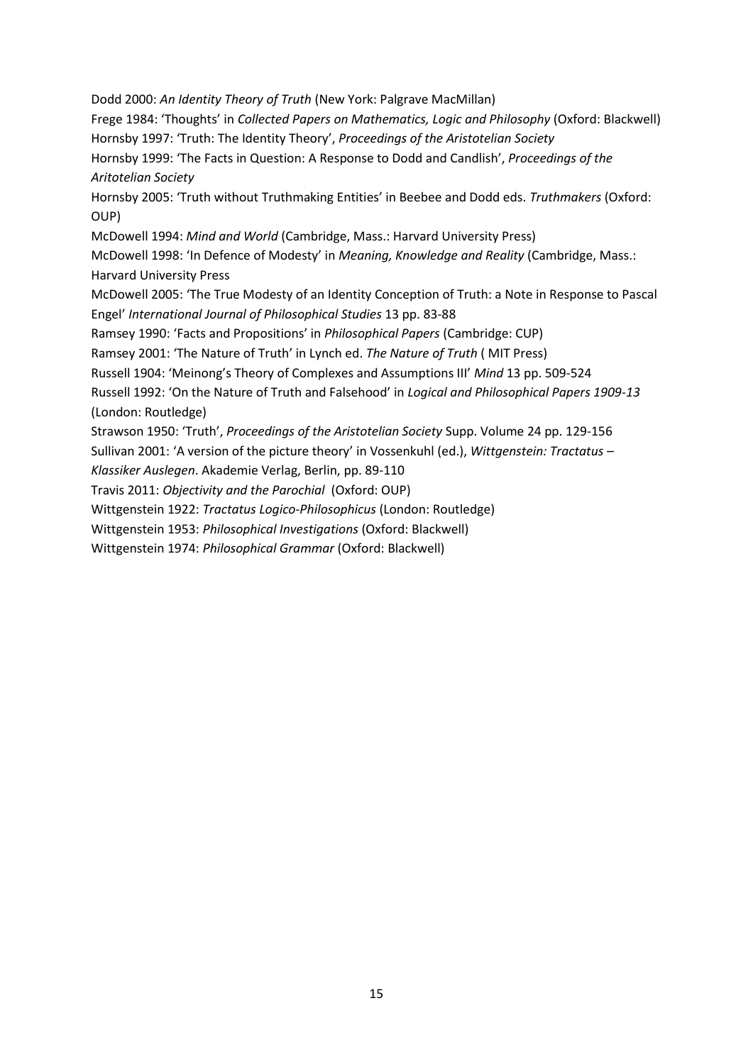Dodd 2000: *An Identity Theory of Truth* (New York: Palgrave MacMillan)

Frege 1984: 'Thoughts' in *Collected Papers on Mathematics, Logic and Philosophy* (Oxford: Blackwell)

Hornsby 1997: 'Truth: The Identity Theory', *Proceedings of the Aristotelian Society*

Hornsby 1999: 'The Facts in Question: A Response to Dodd and Candlish', *Proceedings of the Aritotelian Society*

Hornsby 2005: 'Truth without Truthmaking Entities' in Beebee and Dodd eds. *Truthmakers* (Oxford: OUP)

McDowell 1994: *Mind and World* (Cambridge, Mass.: Harvard University Press)

McDowell 1998: 'In Defence of Modesty' in *Meaning, Knowledge and Reality* (Cambridge, Mass.: Harvard University Press

McDowell 2005: 'The True Modesty of an Identity Conception of Truth: a Note in Response to Pascal Engel' *International Journal of Philosophical Studies* 13 pp. 83-88

Ramsey 1990: 'Facts and Propositions' in *Philosophical Papers* (Cambridge: CUP)

Ramsey 2001: 'The Nature of Truth' in Lynch ed. *The Nature of Truth* ( MIT Press)

Russell 1904: 'Meinong's Theory of Complexes and Assumptions III' *Mind* 13 pp. 509-524

Russell 1992: 'On the Nature of Truth and Falsehood' in *Logical and Philosophical Papers 1909-13* (London: Routledge)

Strawson 1950: 'Truth', *Proceedings of the Aristotelian Society* Supp. Volume 24 pp. 129-156

Sullivan 2001: 'A version of the picture theory' in Vossenkuhl (ed.), *Wittgenstein: Tractatus – Klassiker Auslegen*. Akademie Verlag, Berlin, pp. 89-110

Travis 2011: *Objectivity and the Parochial* (Oxford: OUP)

Wittgenstein 1922: *Tractatus Logico-Philosophicus* (London: Routledge)

Wittgenstein 1953: *Philosophical Investigations* (Oxford: Blackwell)

Wittgenstein 1974: *Philosophical Grammar* (Oxford: Blackwell)